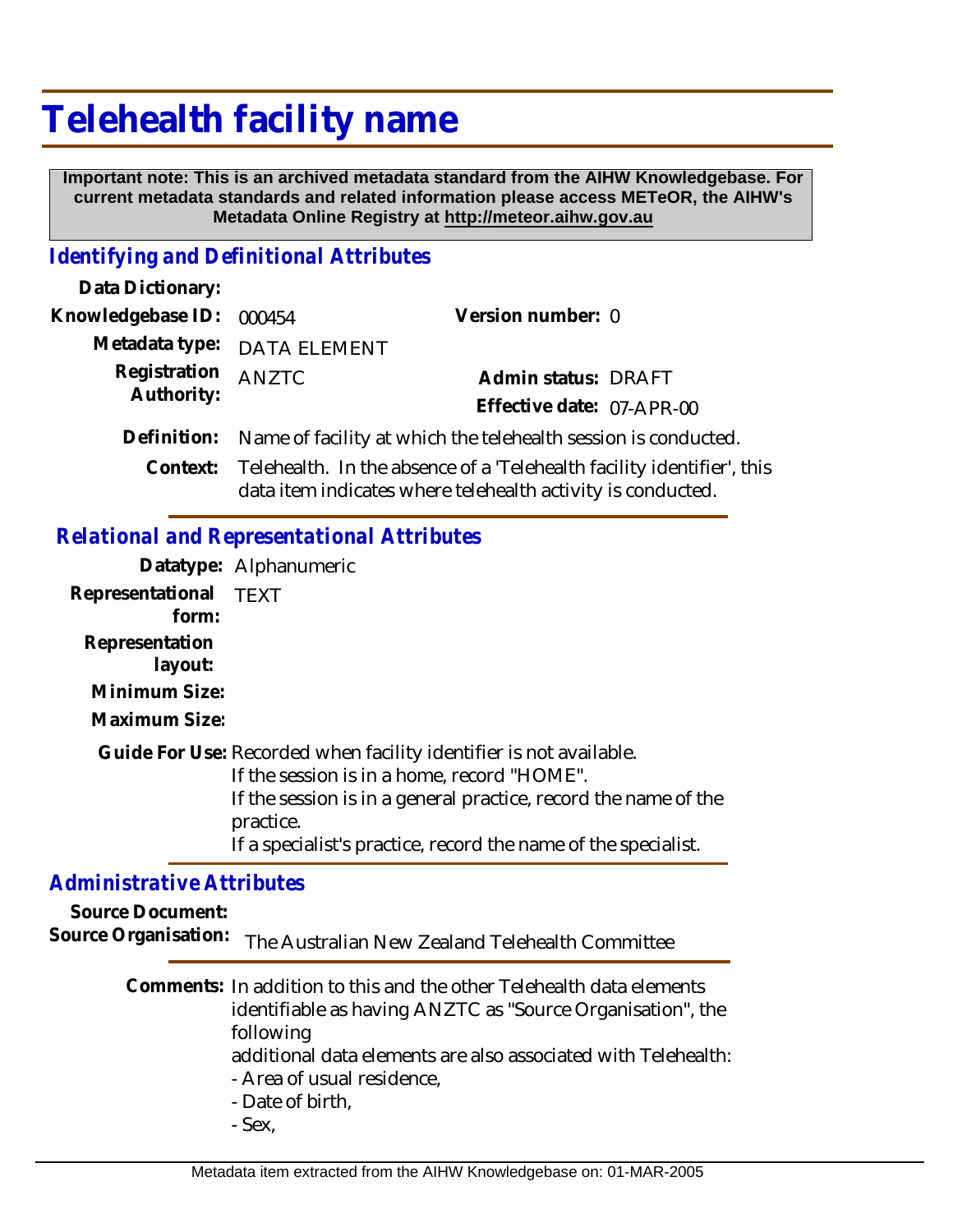# Telehealth facility name

**Important note: This is an archived metadata standard from the AIHW Knowledgebase. For current metadata standards and related information please access METeOR, the AIHW's Metadata Online Registry at http://meteor.aihw.gov.au**

## Identifying and Definitional Attributes

**Data Dictionary:**

**Knowledgebase ID:** 000454

**Version number:** 0

**Metadata type:** DATA ELEMENT

**Registration Authority:** ANZTC

**Admin status:** DRAFT

**Effective date:** 07-APR-00

**Definition:** Name of facility at which the telehealth session is conducted.

**Context:** Telehealth. In the absence of a 'Telehealth facility identifier', this data item indicates where telehealth activity is conducted.

## Relational and Representational Attributes

**Datatype:** Alphanumeric

**Representational form:** TEXT

**Representation layout:**

**Minimum Size:**

**Maximum Size:**

**Guide For Use:** Recorded when facility identifier is not available.
If the session is in a home, record "HOME".
If the session is in a general practice, record the name of the practice.
If a specialist's practice, record the name of the specialist.

## Administrative Attributes

**Source Document:**

**Source Organisation:** The Australian New Zealand Telehealth Committee

**Comments:** In addition to this and the other Telehealth data elements identifiable as having ANZTC as "Source Organisation", the following
additional data elements are also associated with Telehealth:
- Area of usual residence,
- Date of birth,
- Sex,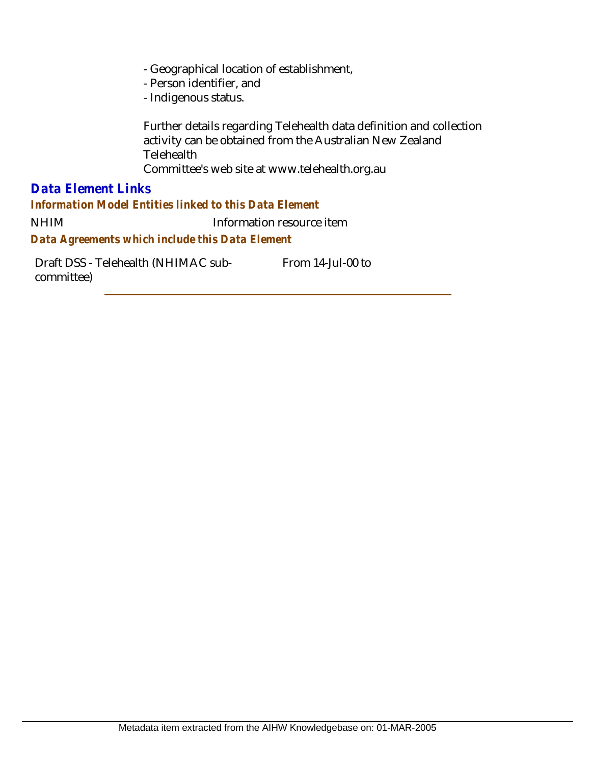- Geographical location of establishment,
- Person identifier, and
- Indigenous status.

Further details regarding Telehealth data definition and collection activity can be obtained from the Australian New Zealand Telehealth
Committee's web site at www.telehealth.org.au

## Data Element Links

### Information Model Entities linked to this Data Element

| | |
|---|---|
| NHIM | Information resource item |

### Data Agreements which include this Data Element

| | |
|---|---|
| Draft DSS - Telehealth (NHIMAC sub-committee) | From 14-Jul-00 to |

Metadata item extracted from the AIHW Knowledgebase on: 01-MAR-2005